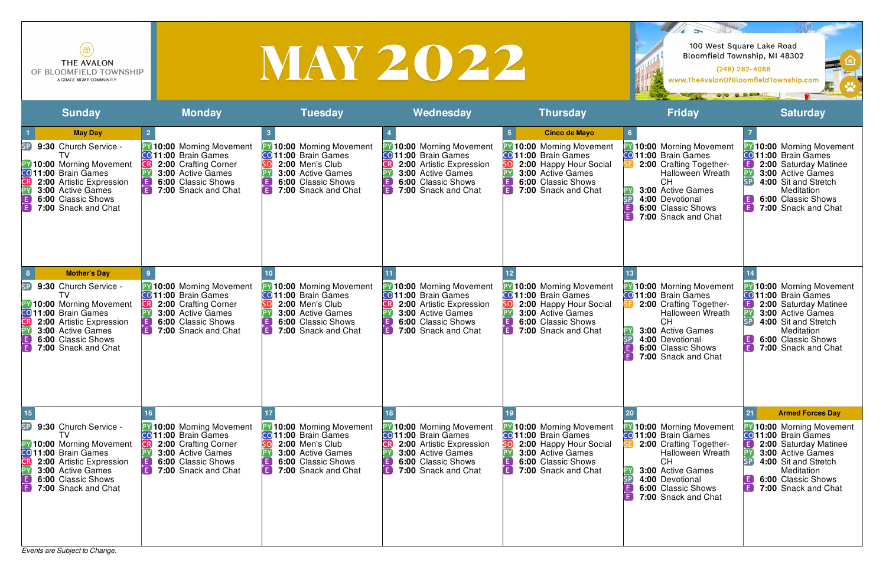THE AVALON OF BLOOMFIELD TOWNSHIP
A GRACE MGMT COMMUNITY

# MAY 2022

100 West Square Lake Road
Bloomfield Township, MI 48302
(248) 282-4088
www.TheAvalonOfBloomfieldTownship.com

| Sunday | Monday | Tuesday | Wednesday | Thursday | Friday | Saturday |
|---|---|---|---|---|---|---|
| **1** May Day<br>SP 9:30 Church Service - TV<br>PY 10:00 Morning Movement<br>CO 11:00 Brain Games<br>CR 2:00 Artistic Expression<br>PY 3:00 Active Games<br>E 6:00 Classic Shows<br>E 7:00 Snack and Chat | **2**<br>PY 10:00 Morning Movement<br>CO 11:00 Brain Games<br>CR 2:00 Crafting Corner<br>PY 3:00 Active Games<br>E 6:00 Classic Shows<br>E 7:00 Snack and Chat | **3**<br>PY 10:00 Morning Movement<br>CO 11:00 Brain Games<br>SO 2:00 Men's Club<br>PY 3:00 Active Games<br>E 6:00 Classic Shows<br>E 7:00 Snack and Chat | **4**<br>PY 10:00 Morning Movement<br>CO 11:00 Brain Games<br>CR 2:00 Artistic Expression<br>PY 3:00 Active Games<br>E 6:00 Classic Shows<br>E 7:00 Snack and Chat | **5** Cinco de Mayo<br>PY 10:00 Morning Movement<br>CO 11:00 Brain Games<br>SO 2:00 Happy Hour Social<br>PY 3:00 Active Games<br>E 6:00 Classic Shows<br>E 7:00 Snack and Chat | **6**<br>PY 10:00 Morning Movement<br>CO 11:00 Brain Games<br>SE 2:00 Crafting Together-Halloween Wreath CH<br>PY 3:00 Active Games<br>SP 4:00 Devotional<br>E 6:00 Classic Shows<br>E 7:00 Snack and Chat | **7**<br>PY 10:00 Morning Movement<br>CO 11:00 Brain Games<br>E 2:00 Saturday Matinee<br>PY 3:00 Active Games<br>SP 4:00 Sit and Stretch Meditation<br>E 6:00 Classic Shows<br>E 7:00 Snack and Chat |
| **8** Mother's Day<br>SP 9:30 Church Service - TV<br>PY 10:00 Morning Movement<br>CO 11:00 Brain Games<br>CR 2:00 Artistic Expression<br>PY 3:00 Active Games<br>E 6:00 Classic Shows<br>E 7:00 Snack and Chat | **9**<br>PY 10:00 Morning Movement<br>CO 11:00 Brain Games<br>CR 2:00 Crafting Corner<br>PY 3:00 Active Games<br>E 6:00 Classic Shows<br>E 7:00 Snack and Chat | **10**<br>PY 10:00 Morning Movement<br>CO 11:00 Brain Games<br>SO 2:00 Men's Club<br>PY 3:00 Active Games<br>E 6:00 Classic Shows<br>E 7:00 Snack and Chat | **11**<br>PY 10:00 Morning Movement<br>CO 11:00 Brain Games<br>CR 2:00 Artistic Expression<br>PY 3:00 Active Games<br>E 6:00 Classic Shows<br>E 7:00 Snack and Chat | **12**<br>PY 10:00 Morning Movement<br>CO 11:00 Brain Games<br>SO 2:00 Happy Hour Social<br>PY 3:00 Active Games<br>E 6:00 Classic Shows<br>E 7:00 Snack and Chat | **13**<br>PY 10:00 Morning Movement<br>CO 11:00 Brain Games<br>SE 2:00 Crafting Together-Halloween Wreath CH<br>PY 3:00 Active Games<br>SP 4:00 Devotional<br>E 6:00 Classic Shows<br>E 7:00 Snack and Chat | **14**<br>PY 10:00 Morning Movement<br>CO 11:00 Brain Games<br>E 2:00 Saturday Matinee<br>PY 3:00 Active Games<br>SP 4:00 Sit and Stretch Meditation<br>E 6:00 Classic Shows<br>E 7:00 Snack and Chat |
| **15**<br>SP 9:30 Church Service - TV<br>PY 10:00 Morning Movement<br>CO 11:00 Brain Games<br>CR 2:00 Artistic Expression<br>PY 3:00 Active Games<br>E 6:00 Classic Shows<br>E 7:00 Snack and Chat | **16**<br>PY 10:00 Morning Movement<br>CO 11:00 Brain Games<br>CR 2:00 Crafting Corner<br>PY 3:00 Active Games<br>E 6:00 Classic Shows<br>E 7:00 Snack and Chat | **17**<br>PY 10:00 Morning Movement<br>CO 11:00 Brain Games<br>SO 2:00 Men's Club<br>PY 3:00 Active Games<br>E 6:00 Classic Shows<br>E 7:00 Snack and Chat | **18**<br>PY 10:00 Morning Movement<br>CO 11:00 Brain Games<br>CR 2:00 Artistic Expression<br>PY 3:00 Active Games<br>E 6:00 Classic Shows<br>E 7:00 Snack and Chat | **19**<br>PY 10:00 Morning Movement<br>CO 11:00 Brain Games<br>SO 2:00 Happy Hour Social<br>PY 3:00 Active Games<br>E 6:00 Classic Shows<br>E 7:00 Snack and Chat | **20**<br>PY 10:00 Morning Movement<br>CO 11:00 Brain Games<br>SE 2:00 Crafting Together-Halloween Wreath CH<br>PY 3:00 Active Games<br>SP 4:00 Devotional<br>E 6:00 Classic Shows<br>E 7:00 Snack and Chat | **21** Armed Forces Day<br>PY 10:00 Morning Movement<br>CO 11:00 Brain Games<br>E 2:00 Saturday Matinee<br>PY 3:00 Active Games<br>SP 4:00 Sit and Stretch Meditation<br>E 6:00 Classic Shows<br>E 7:00 Snack and Chat |

*Events are Subject to Change.*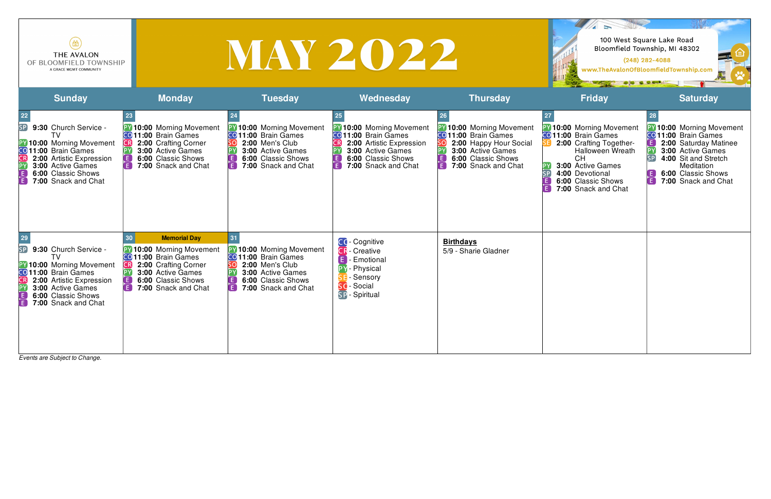THE AVALON OF BLOOMFIELD TOWNSHIP
A GRACE MGMT COMMUNITY

# MAY 2022

100 West Square Lake Road
Bloomfield Township, MI 48302
(248) 282-4088
www.TheAvalonOfBloomfieldTownship.com

| Sunday | Monday | Tuesday | Wednesday | Thursday | Friday | Saturday |
|---|---|---|---|---|---|---|
| 22<br>SP **9:30** Church Service - TV<br>PY **10:00** Morning Movement<br>CO **11:00** Brain Games<br>CR **2:00** Artistic Expression<br>PY **3:00** Active Games<br>E **6:00** Classic Shows<br>E **7:00** Snack and Chat | 23<br>PY **10:00** Morning Movement<br>CO **11:00** Brain Games<br>CR **2:00** Crafting Corner<br>PY **3:00** Active Games<br>E **6:00** Classic Shows<br>E **7:00** Snack and Chat | 24<br>PY **10:00** Morning Movement<br>CO **11:00** Brain Games<br>SO **2:00** Men's Club<br>PY **3:00** Active Games<br>E **6:00** Classic Shows<br>E **7:00** Snack and Chat | 25<br>PY **10:00** Morning Movement<br>CO **11:00** Brain Games<br>CR **2:00** Artistic Expression<br>PY **3:00** Active Games<br>E **6:00** Classic Shows<br>E **7:00** Snack and Chat | 26<br>PY **10:00** Morning Movement<br>CO **11:00** Brain Games<br>SO **2:00** Happy Hour Social<br>PY **3:00** Active Games<br>E **6:00** Classic Shows<br>E **7:00** Snack and Chat | 27<br>PY **10:00** Morning Movement<br>CO **11:00** Brain Games<br>SE **2:00** Crafting Together- Halloween Wreath CH<br>PY **3:00** Active Games<br>SP **4:00** Devotional<br>E **6:00** Classic Shows<br>E **7:00** Snack and Chat | 28<br>PY **10:00** Morning Movement<br>CO **11:00** Brain Games<br>E **2:00** Saturday Matinee<br>PY **3:00** Active Games<br>SP **4:00** Sit and Stretch Meditation<br>E **6:00** Classic Shows<br>E **7:00** Snack and Chat |
| 29<br>SP **9:30** Church Service - TV<br>PY **10:00** Morning Movement<br>CO **11:00** Brain Games<br>CR **2:00** Artistic Expression<br>PY **3:00** Active Games<br>E **6:00** Classic Shows<br>E **7:00** Snack and Chat | 30 **Memorial Day**<br>PY **10:00** Morning Movement<br>CO **11:00** Brain Games<br>CR **2:00** Crafting Corner<br>PY **3:00** Active Games<br>E **6:00** Classic Shows<br>E **7:00** Snack and Chat | 31<br>PY **10:00** Morning Movement<br>CO **11:00** Brain Games<br>SO **2:00** Men's Club<br>PY **3:00** Active Games<br>E **6:00** Classic Shows<br>E **7:00** Snack and Chat | CO - Cognitive<br>CR - Creative<br>E - Emotional<br>PY - Physical<br>SE - Sensory<br>SO - Social<br>SP - Spiritual | **Birthdays**<br>5/9 - Sharie Gladner | | |

*Events are Subject to Change.*